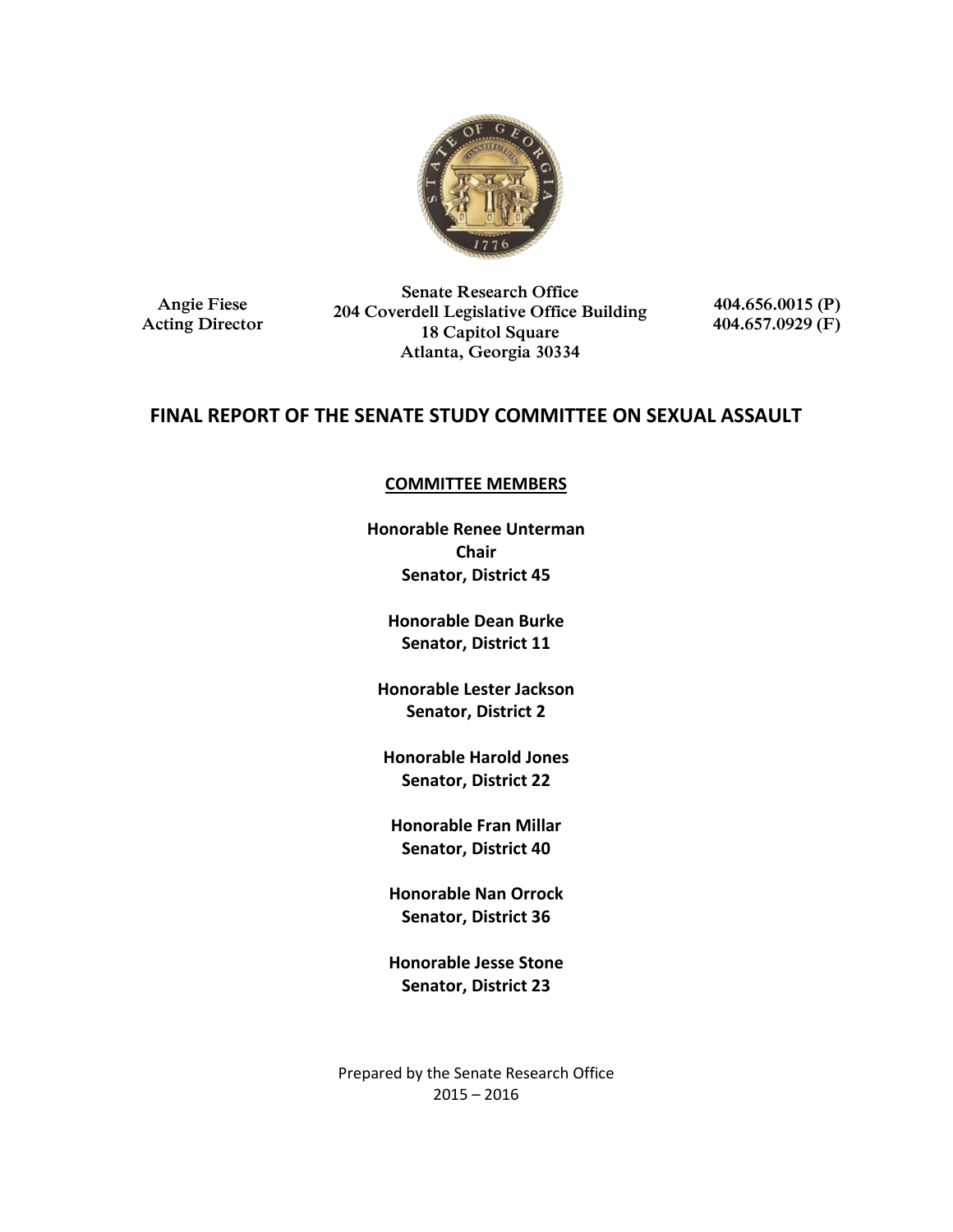Angie Fiese
Acting Director

Senate Research Office
204 Coverdell Legislative Office Building
18 Capitol Square
Atlanta, Georgia 30334

404.656.0015 (P)
404.657.0929 (F)

# FINAL REPORT OF THE SENATE STUDY COMMITTEE ON SEXUAL ASSAULT

**COMMITTEE MEMBERS**

**Honorable Renee Unterman**
**Chair**
**Senator, District 45**

**Honorable Dean Burke**
**Senator, District 11**

**Honorable Lester Jackson**
**Senator, District 2**

**Honorable Harold Jones**
**Senator, District 22**

**Honorable Fran Millar**
**Senator, District 40**

**Honorable Nan Orrock**
**Senator, District 36**

**Honorable Jesse Stone**
**Senator, District 23**

Prepared by the Senate Research Office
2015 – 2016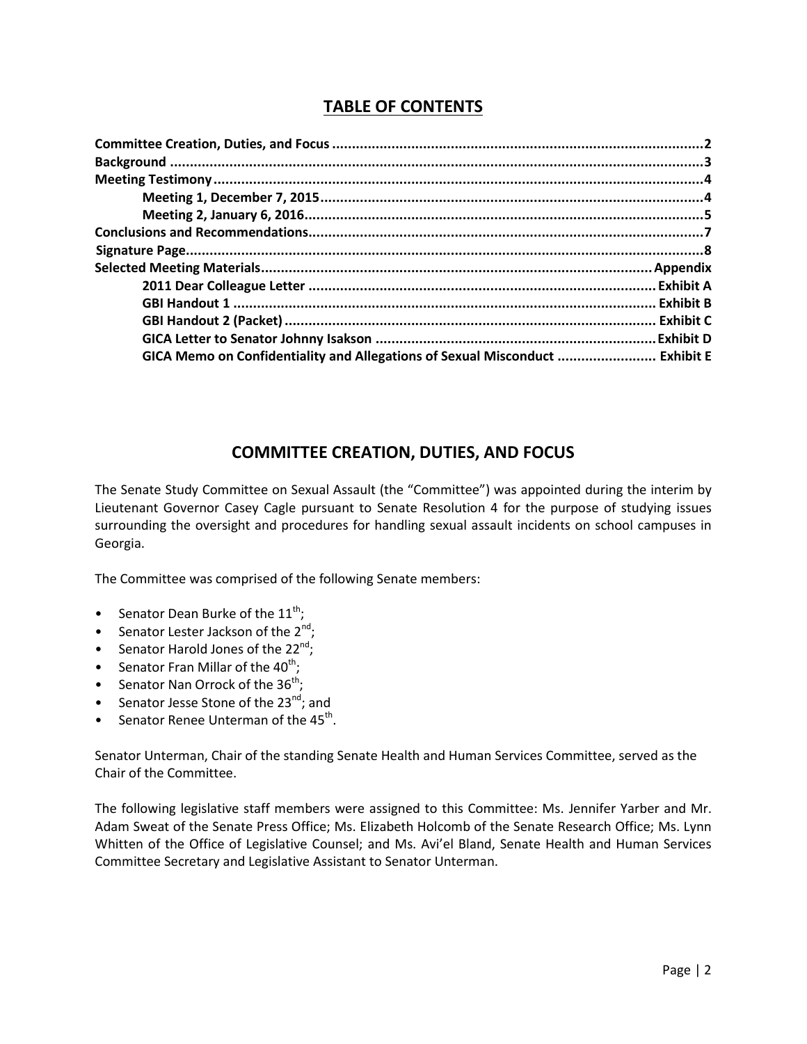## TABLE OF CONTENTS

| | |
|---|---|
| **Committee Creation, Duties, and Focus** | **2** |
| **Background** | **3** |
| **Meeting Testimony** | **4** |
| **Meeting 1, December 7, 2015** | **4** |
| **Meeting 2, January 6, 2016** | **5** |
| **Conclusions and Recommendations** | **7** |
| **Signature Page** | **8** |
| **Selected Meeting Materials** | **Appendix** |
| **2011 Dear Colleague Letter** | **Exhibit A** |
| **GBI Handout 1** | **Exhibit B** |
| **GBI Handout 2 (Packet)** | **Exhibit C** |
| **GICA Letter to Senator Johnny Isakson** | **Exhibit D** |
| **GICA Memo on Confidentiality and Allegations of Sexual Misconduct** | **Exhibit E** |

## COMMITTEE CREATION, DUTIES, AND FOCUS

The Senate Study Committee on Sexual Assault (the "Committee") was appointed during the interim by Lieutenant Governor Casey Cagle pursuant to Senate Resolution 4 for the purpose of studying issues surrounding the oversight and procedures for handling sexual assault incidents on school campuses in Georgia.

The Committee was comprised of the following Senate members:

- Senator Dean Burke of the 11th;
- Senator Lester Jackson of the 2nd;
- Senator Harold Jones of the 22nd;
- Senator Fran Millar of the 40th;
- Senator Nan Orrock of the 36th;
- Senator Jesse Stone of the 23rd; and
- Senator Renee Unterman of the 45th.

Senator Unterman, Chair of the standing Senate Health and Human Services Committee, served as the Chair of the Committee.

The following legislative staff members were assigned to this Committee: Ms. Jennifer Yarber and Mr. Adam Sweat of the Senate Press Office; Ms. Elizabeth Holcomb of the Senate Research Office; Ms. Lynn Whitten of the Office of Legislative Counsel; and Ms. Avi'el Bland, Senate Health and Human Services Committee Secretary and Legislative Assistant to Senator Unterman.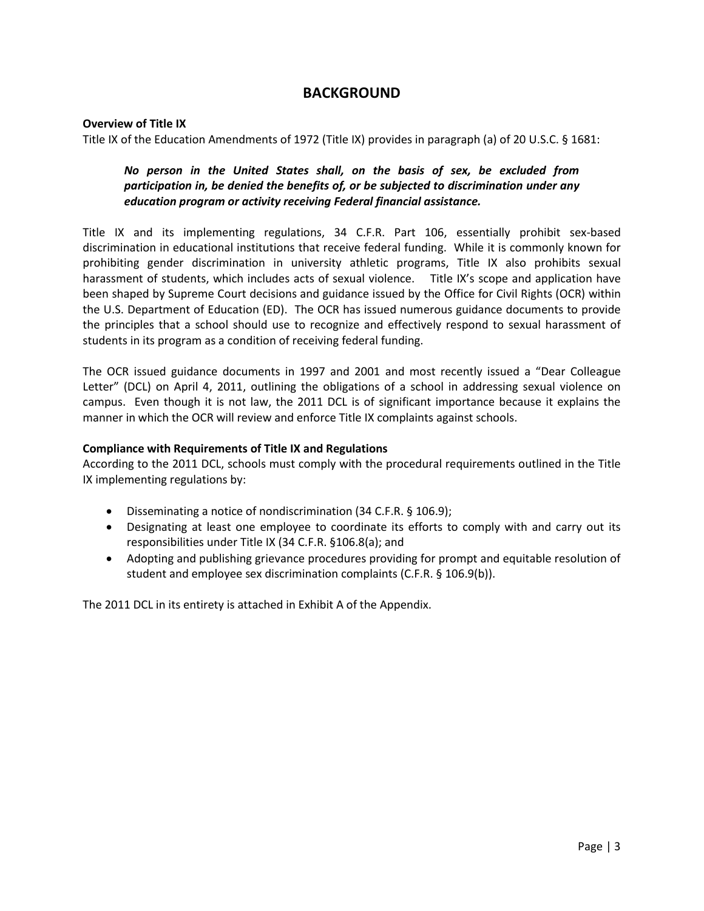# BACKGROUND

**Overview of Title IX**

Title IX of the Education Amendments of 1972 (Title IX) provides in paragraph (a) of 20 U.S.C. § 1681:

> ***No person in the United States shall, on the basis of sex, be excluded from participation in, be denied the benefits of, or be subjected to discrimination under any education program or activity receiving Federal financial assistance.***

Title IX and its implementing regulations, 34 C.F.R. Part 106, essentially prohibit sex-based discrimination in educational institutions that receive federal funding. While it is commonly known for prohibiting gender discrimination in university athletic programs, Title IX also prohibits sexual harassment of students, which includes acts of sexual violence. Title IX's scope and application have been shaped by Supreme Court decisions and guidance issued by the Office for Civil Rights (OCR) within the U.S. Department of Education (ED). The OCR has issued numerous guidance documents to provide the principles that a school should use to recognize and effectively respond to sexual harassment of students in its program as a condition of receiving federal funding.

The OCR issued guidance documents in 1997 and 2001 and most recently issued a "Dear Colleague Letter" (DCL) on April 4, 2011, outlining the obligations of a school in addressing sexual violence on campus. Even though it is not law, the 2011 DCL is of significant importance because it explains the manner in which the OCR will review and enforce Title IX complaints against schools.

**Compliance with Requirements of Title IX and Regulations**

According to the 2011 DCL, schools must comply with the procedural requirements outlined in the Title IX implementing regulations by:

- Disseminating a notice of nondiscrimination (34 C.F.R. § 106.9);
- Designating at least one employee to coordinate its efforts to comply with and carry out its responsibilities under Title IX (34 C.F.R. §106.8(a); and
- Adopting and publishing grievance procedures providing for prompt and equitable resolution of student and employee sex discrimination complaints (C.F.R. § 106.9(b)).

The 2011 DCL in its entirety is attached in Exhibit A of the Appendix.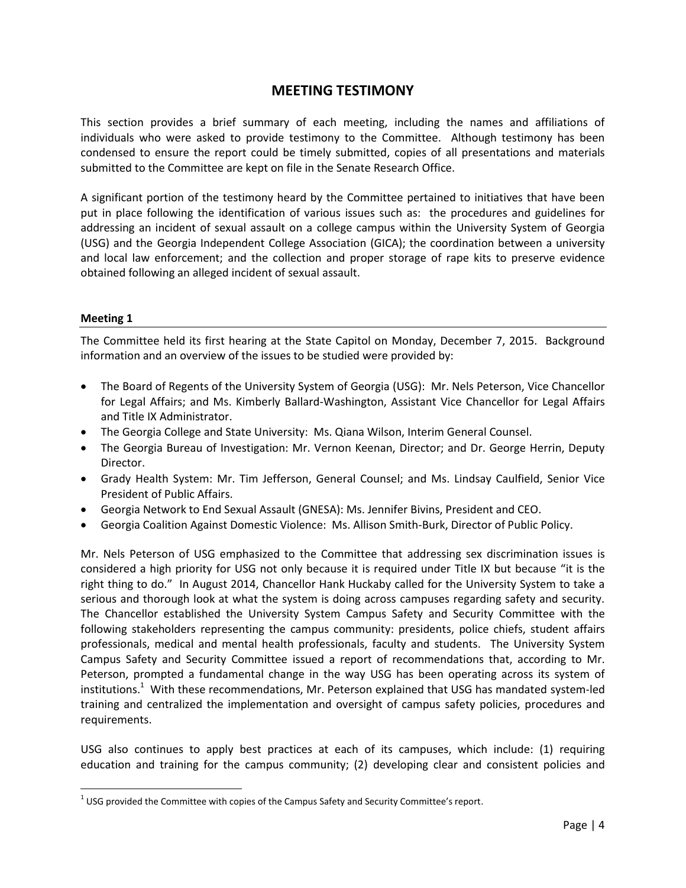# MEETING TESTIMONY

This section provides a brief summary of each meeting, including the names and affiliations of individuals who were asked to provide testimony to the Committee. Although testimony has been condensed to ensure the report could be timely submitted, copies of all presentations and materials submitted to the Committee are kept on file in the Senate Research Office.

A significant portion of the testimony heard by the Committee pertained to initiatives that have been put in place following the identification of various issues such as: the procedures and guidelines for addressing an incident of sexual assault on a college campus within the University System of Georgia (USG) and the Georgia Independent College Association (GICA); the coordination between a university and local law enforcement; and the collection and proper storage of rape kits to preserve evidence obtained following an alleged incident of sexual assault.

## Meeting 1

The Committee held its first hearing at the State Capitol on Monday, December 7, 2015. Background information and an overview of the issues to be studied were provided by:

- The Board of Regents of the University System of Georgia (USG): Mr. Nels Peterson, Vice Chancellor for Legal Affairs; and Ms. Kimberly Ballard-Washington, Assistant Vice Chancellor for Legal Affairs and Title IX Administrator.
- The Georgia College and State University: Ms. Qiana Wilson, Interim General Counsel.
- The Georgia Bureau of Investigation: Mr. Vernon Keenan, Director; and Dr. George Herrin, Deputy Director.
- Grady Health System: Mr. Tim Jefferson, General Counsel; and Ms. Lindsay Caulfield, Senior Vice President of Public Affairs.
- Georgia Network to End Sexual Assault (GNESA): Ms. Jennifer Bivins, President and CEO.
- Georgia Coalition Against Domestic Violence: Ms. Allison Smith-Burk, Director of Public Policy.

Mr. Nels Peterson of USG emphasized to the Committee that addressing sex discrimination issues is considered a high priority for USG not only because it is required under Title IX but because "it is the right thing to do." In August 2014, Chancellor Hank Huckaby called for the University System to take a serious and thorough look at what the system is doing across campuses regarding safety and security. The Chancellor established the University System Campus Safety and Security Committee with the following stakeholders representing the campus community: presidents, police chiefs, student affairs professionals, medical and mental health professionals, faculty and students. The University System Campus Safety and Security Committee issued a report of recommendations that, according to Mr. Peterson, prompted a fundamental change in the way USG has been operating across its system of institutions.[1] With these recommendations, Mr. Peterson explained that USG has mandated system-led training and centralized the implementation and oversight of campus safety policies, procedures and requirements.

USG also continues to apply best practices at each of its campuses, which include: (1) requiring education and training for the campus community; (2) developing clear and consistent policies and

---

[1] USG provided the Committee with copies of the Campus Safety and Security Committee's report.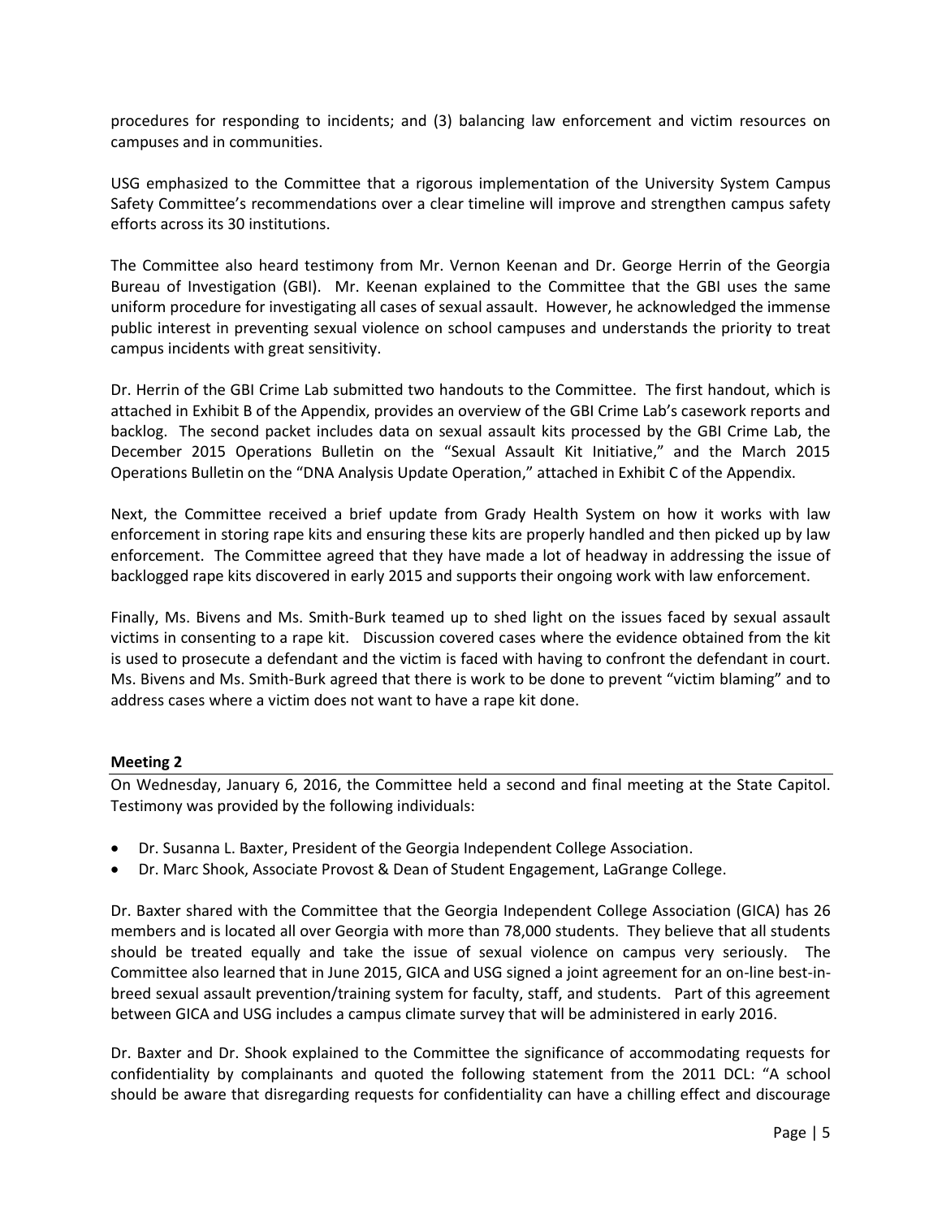procedures for responding to incidents; and (3) balancing law enforcement and victim resources on campuses and in communities.

USG emphasized to the Committee that a rigorous implementation of the University System Campus Safety Committee's recommendations over a clear timeline will improve and strengthen campus safety efforts across its 30 institutions.

The Committee also heard testimony from Mr. Vernon Keenan and Dr. George Herrin of the Georgia Bureau of Investigation (GBI). Mr. Keenan explained to the Committee that the GBI uses the same uniform procedure for investigating all cases of sexual assault. However, he acknowledged the immense public interest in preventing sexual violence on school campuses and understands the priority to treat campus incidents with great sensitivity.

Dr. Herrin of the GBI Crime Lab submitted two handouts to the Committee. The first handout, which is attached in Exhibit B of the Appendix, provides an overview of the GBI Crime Lab's casework reports and backlog. The second packet includes data on sexual assault kits processed by the GBI Crime Lab, the December 2015 Operations Bulletin on the "Sexual Assault Kit Initiative," and the March 2015 Operations Bulletin on the "DNA Analysis Update Operation," attached in Exhibit C of the Appendix.

Next, the Committee received a brief update from Grady Health System on how it works with law enforcement in storing rape kits and ensuring these kits are properly handled and then picked up by law enforcement. The Committee agreed that they have made a lot of headway in addressing the issue of backlogged rape kits discovered in early 2015 and supports their ongoing work with law enforcement.

Finally, Ms. Bivens and Ms. Smith-Burk teamed up to shed light on the issues faced by sexual assault victims in consenting to a rape kit. Discussion covered cases where the evidence obtained from the kit is used to prosecute a defendant and the victim is faced with having to confront the defendant in court. Ms. Bivens and Ms. Smith-Burk agreed that there is work to be done to prevent "victim blaming" and to address cases where a victim does not want to have a rape kit done.

**Meeting 2**

On Wednesday, January 6, 2016, the Committee held a second and final meeting at the State Capitol. Testimony was provided by the following individuals:

- Dr. Susanna L. Baxter, President of the Georgia Independent College Association.
- Dr. Marc Shook, Associate Provost & Dean of Student Engagement, LaGrange College.

Dr. Baxter shared with the Committee that the Georgia Independent College Association (GICA) has 26 members and is located all over Georgia with more than 78,000 students. They believe that all students should be treated equally and take the issue of sexual violence on campus very seriously. The Committee also learned that in June 2015, GICA and USG signed a joint agreement for an on-line best-in-breed sexual assault prevention/training system for faculty, staff, and students. Part of this agreement between GICA and USG includes a campus climate survey that will be administered in early 2016.

Dr. Baxter and Dr. Shook explained to the Committee the significance of accommodating requests for confidentiality by complainants and quoted the following statement from the 2011 DCL: "A school should be aware that disregarding requests for confidentiality can have a chilling effect and discourage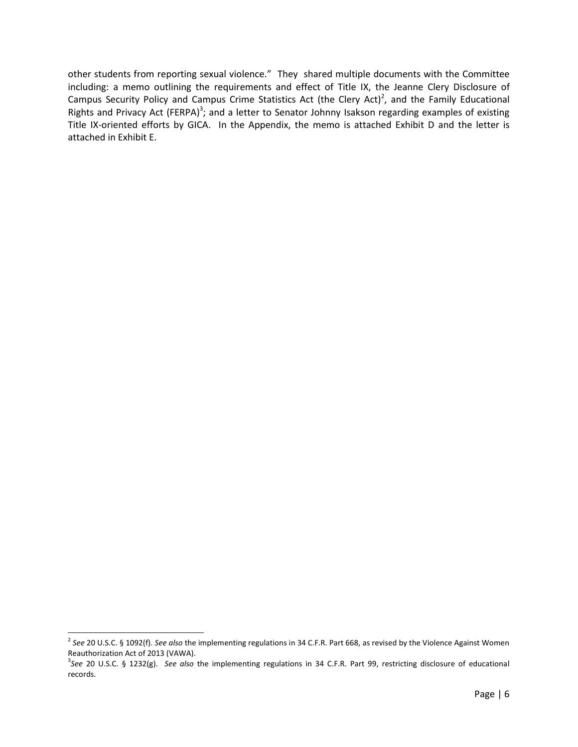other students from reporting sexual violence." They shared multiple documents with the Committee including: a memo outlining the requirements and effect of Title IX, the Jeanne Clery Disclosure of Campus Security Policy and Campus Crime Statistics Act (the Clery Act)[2], and the Family Educational Rights and Privacy Act (FERPA)[3]; and a letter to Senator Johnny Isakson regarding examples of existing Title IX-oriented efforts by GICA. In the Appendix, the memo is attached Exhibit D and the letter is attached in Exhibit E.

---

[2] *See* 20 U.S.C. § 1092(f). *See also* the implementing regulations in 34 C.F.R. Part 668, as revised by the Violence Against Women Reauthorization Act of 2013 (VAWA).

[3] *See* 20 U.S.C. § 1232(g). *See also* the implementing regulations in 34 C.F.R. Part 99, restricting disclosure of educational records.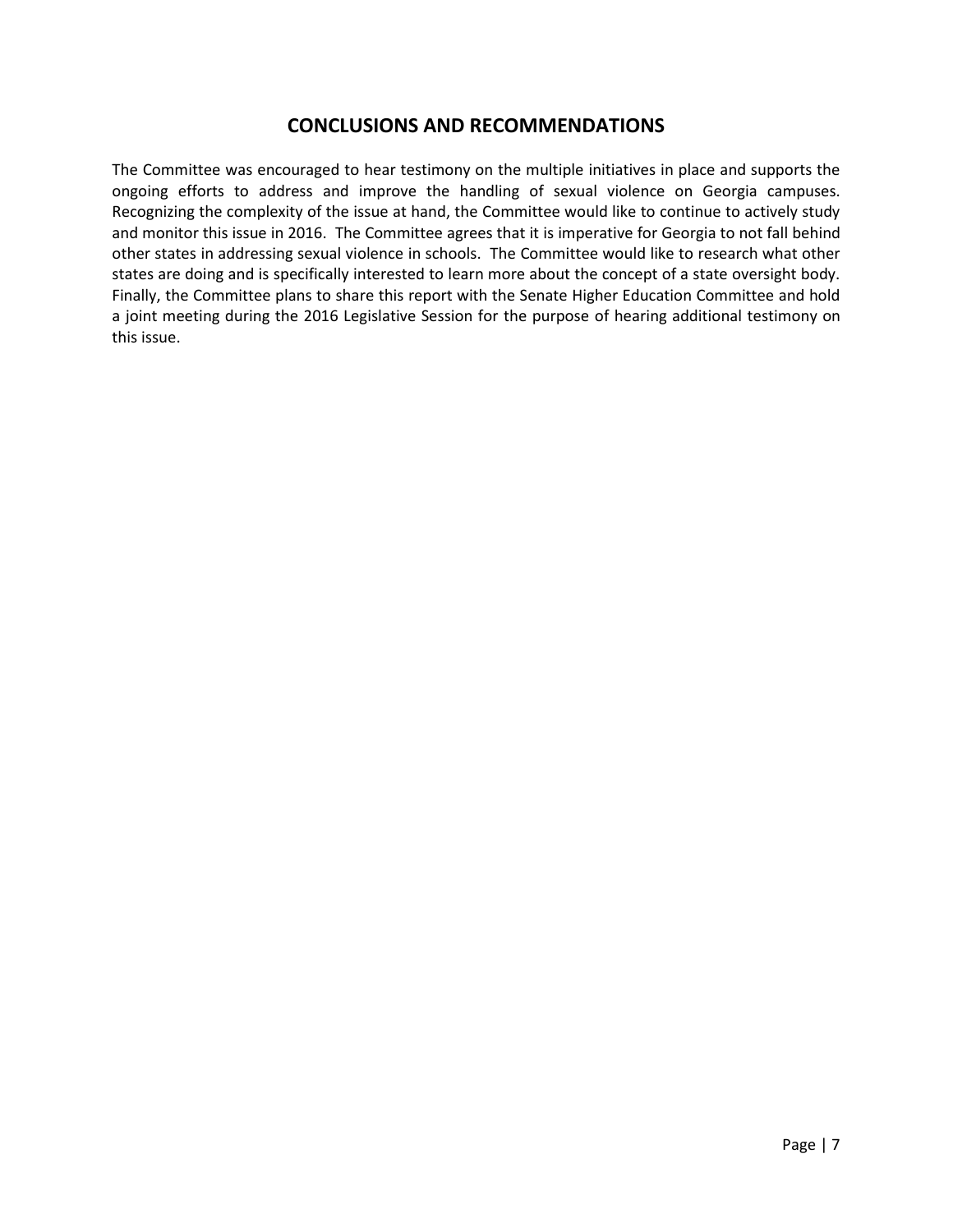## CONCLUSIONS AND RECOMMENDATIONS

The Committee was encouraged to hear testimony on the multiple initiatives in place and supports the ongoing efforts to address and improve the handling of sexual violence on Georgia campuses. Recognizing the complexity of the issue at hand, the Committee would like to continue to actively study and monitor this issue in 2016. The Committee agrees that it is imperative for Georgia to not fall behind other states in addressing sexual violence in schools. The Committee would like to research what other states are doing and is specifically interested to learn more about the concept of a state oversight body. Finally, the Committee plans to share this report with the Senate Higher Education Committee and hold a joint meeting during the 2016 Legislative Session for the purpose of hearing additional testimony on this issue.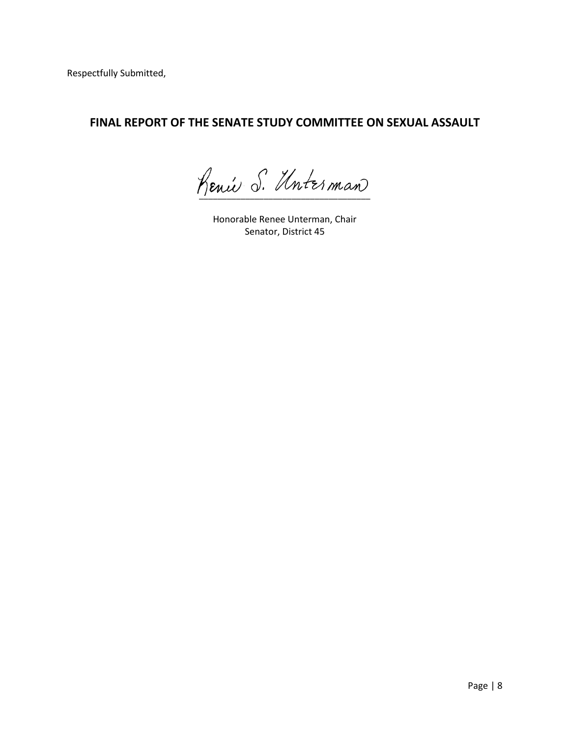Respectfully Submitted,

## FINAL REPORT OF THE SENATE STUDY COMMITTEE ON SEXUAL ASSAULT

Renee S. Unterman

Honorable Renee Unterman, Chair
Senator, District 45